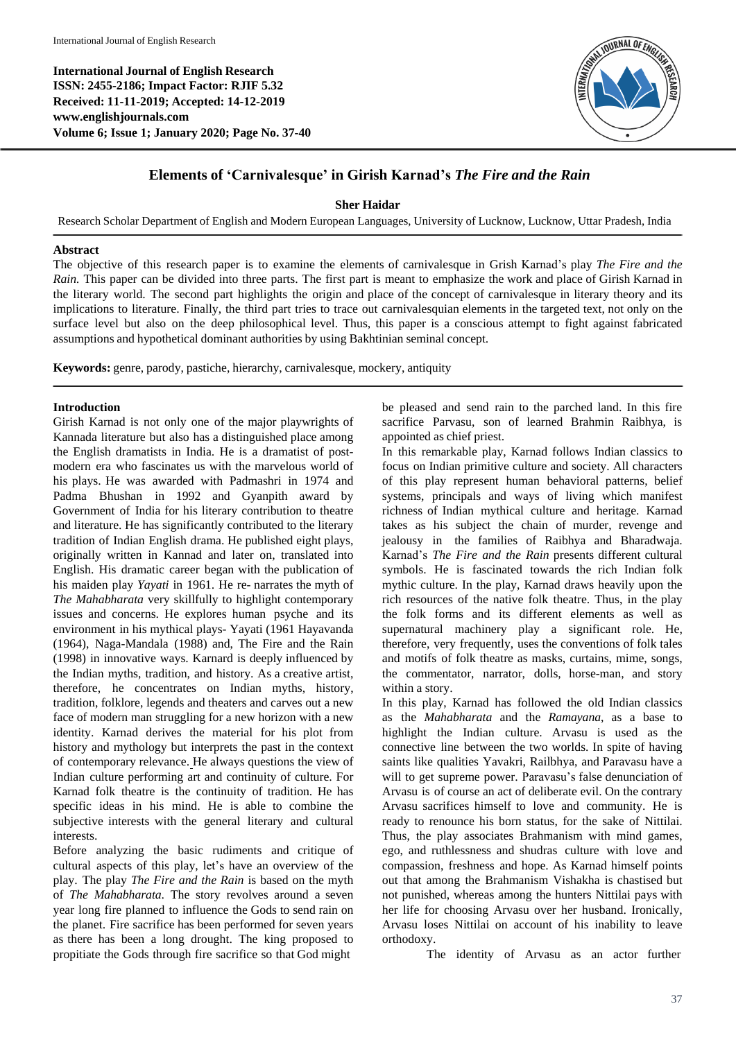**International Journal of English Research**
**ISSN: 2455-2186; Impact Factor: RJIF 5.32**
**Received: 11-11-2019; Accepted: 14-12-2019**
**www.englishjournals.com**
**Volume 6; Issue 1; January 2020; Page No. 37-40**

# Elements of 'Carnivalesque' in Girish Karnad's *The Fire and the Rain*

**Sher Haidar**

Research Scholar Department of English and Modern European Languages, University of Lucknow, Lucknow, Uttar Pradesh, India

## Abstract

The objective of this research paper is to examine the elements of carnivalesque in Grish Karnad's play *The Fire and the Rain.* This paper can be divided into three parts. The first part is meant to emphasize the work and place of Girish Karnad in the literary world. The second part highlights the origin and place of the concept of carnivalesque in literary theory and its implications to literature. Finally, the third part tries to trace out carnivalesquian elements in the targeted text, not only on the surface level but also on the deep philosophical level. Thus, this paper is a conscious attempt to fight against fabricated assumptions and hypothetical dominant authorities by using Bakhtinian seminal concept.

**Keywords:** genre, parody, pastiche, hierarchy, carnivalesque, mockery, antiquity

## Introduction

Girish Karnad is not only one of the major playwrights of Kannada literature but also has a distinguished place among the English dramatists in India. He is a dramatist of post-modern era who fascinates us with the marvelous world of his plays. He was awarded with Padmashri in 1974 and Padma Bhushan in 1992 and Gyanpith award by Government of India for his literary contribution to theatre and literature. He has significantly contributed to the literary tradition of Indian English drama. He published eight plays, originally written in Kannad and later on, translated into English. His dramatic career began with the publication of his maiden play *Yayati* in 1961. He re- narrates the myth of *The Mahabharata* very skillfully to highlight contemporary issues and concerns. He explores human psyche and its environment in his mythical plays- Yayati (1961 Hayavanda (1964), Naga-Mandala (1988) and, The Fire and the Rain (1998) in innovative ways. Karnard is deeply influenced by the Indian myths, tradition, and history. As a creative artist, therefore, he concentrates on Indian myths, history, tradition, folklore, legends and theaters and carves out a new face of modern man struggling for a new horizon with a new identity. Karnad derives the material for his plot from history and mythology but interprets the past in the context of contemporary relevance. He always questions the view of Indian culture performing art and continuity of culture. For Karnad folk theatre is the continuity of tradition. He has specific ideas in his mind. He is able to combine the subjective interests with the general literary and cultural interests.

Before analyzing the basic rudiments and critique of cultural aspects of this play, let's have an overview of the play. The play *The Fire and the Rain* is based on the myth of *The Mahabharata*. The story revolves around a seven year long fire planned to influence the Gods to send rain on the planet. Fire sacrifice has been performed for seven years as there has been a long drought. The king proposed to propitiate the Gods through fire sacrifice so that God might be pleased and send rain to the parched land. In this fire sacrifice Parvasu, son of learned Brahmin Raibhya, is appointed as chief priest.

In this remarkable play, Karnad follows Indian classics to focus on Indian primitive culture and society. All characters of this play represent human behavioral patterns, belief systems, principals and ways of living which manifest richness of Indian mythical culture and heritage. Karnad takes as his subject the chain of murder, revenge and jealousy in the families of Raibhya and Bharadwaja. Karnad's *The Fire and the Rain* presents different cultural symbols. He is fascinated towards the rich Indian folk mythic culture. In the play, Karnad draws heavily upon the rich resources of the native folk theatre. Thus, in the play the folk forms and its different elements as well as supernatural machinery play a significant role. He, therefore, very frequently, uses the conventions of folk tales and motifs of folk theatre as masks, curtains, mime, songs, the commentator, narrator, dolls, horse-man, and story within a story.

In this play, Karnad has followed the old Indian classics as the *Mahabharata* and the *Ramayana*, as a base to highlight the Indian culture. Arvasu is used as the connective line between the two worlds. In spite of having saints like qualities Yavakri, Railbhya, and Paravasu have a will to get supreme power. Paravasu's false denunciation of Arvasu is of course an act of deliberate evil. On the contrary Arvasu sacrifices himself to love and community. He is ready to renounce his born status, for the sake of Nittilai. Thus, the play associates Brahmanism with mind games, ego, and ruthlessness and shudras culture with love and compassion, freshness and hope. As Karnad himself points out that among the Brahmanism Vishakha is chastised but not punished, whereas among the hunters Nittilai pays with her life for choosing Arvasu over her husband. Ironically, Arvasu loses Nittilai on account of his inability to leave orthodoxy.

The identity of Arvasu as an actor further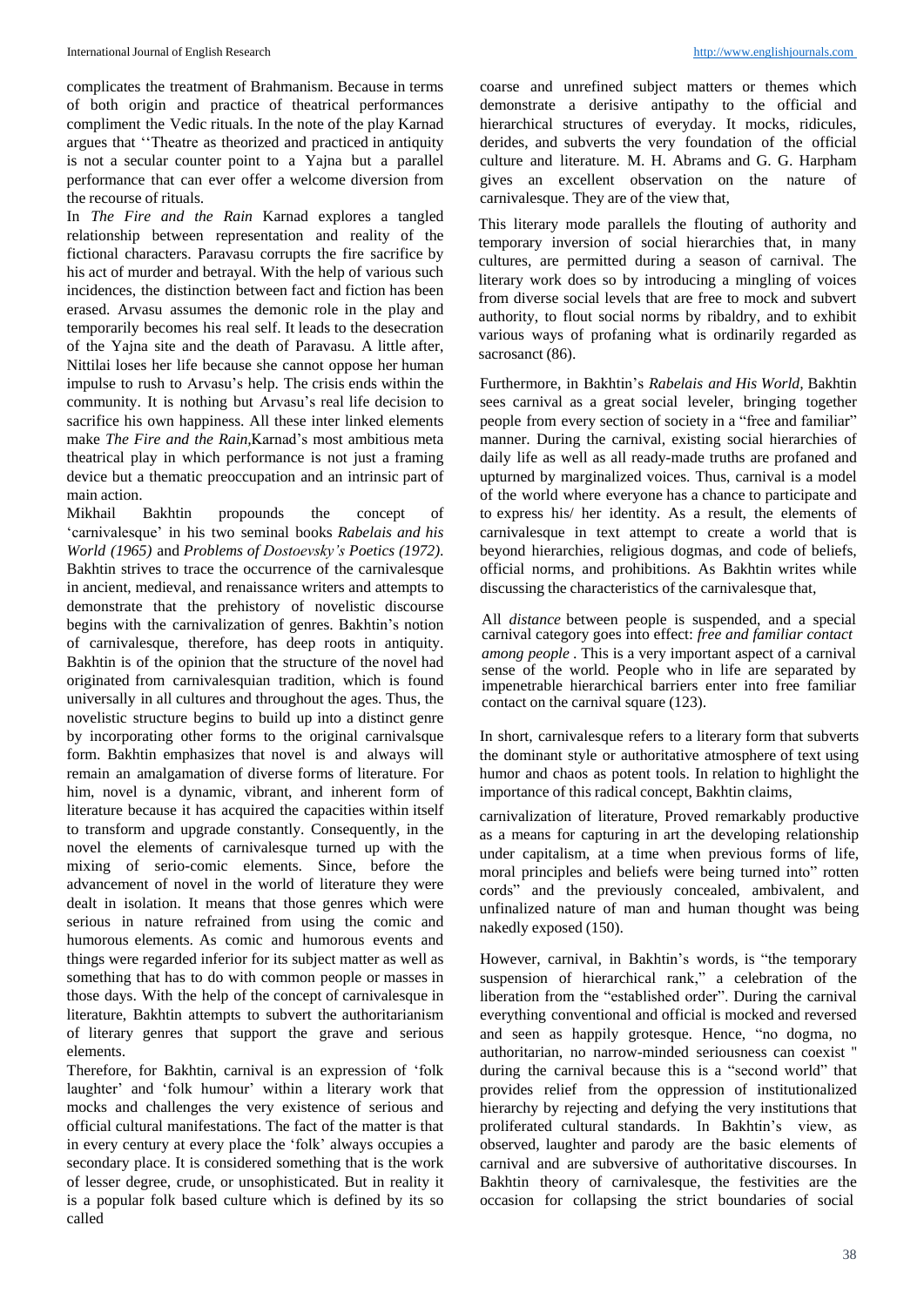complicates the treatment of Brahmanism. Because in terms of both origin and practice of theatrical performances compliment the Vedic rituals. In the note of the play Karnad argues that ''Theatre as theorized and practiced in antiquity is not a secular counter point to a Yajna but a parallel performance that can ever offer a welcome diversion from the recourse of rituals.

In *The Fire and the Rain* Karnad explores a tangled relationship between representation and reality of the fictional characters. Paravasu corrupts the fire sacrifice by his act of murder and betrayal. With the help of various such incidences, the distinction between fact and fiction has been erased. Arvasu assumes the demonic role in the play and temporarily becomes his real self. It leads to the desecration of the Yajna site and the death of Paravasu. A little after, Nittilai loses her life because she cannot oppose her human impulse to rush to Arvasu's help. The crisis ends within the community. It is nothing but Arvasu's real life decision to sacrifice his own happiness. All these inter linked elements make *The Fire and the Rain*,Karnad's most ambitious meta theatrical play in which performance is not just a framing device but a thematic preoccupation and an intrinsic part of main action.

Mikhail Bakhtin propounds the concept of 'carnivalesque' in his two seminal books *Rabelais and his World (1965)* and *Problems of Dostoevsky's Poetics (1972)*. Bakhtin strives to trace the occurrence of the carnivalesque in ancient, medieval, and renaissance writers and attempts to demonstrate that the prehistory of novelistic discourse begins with the carnivalization of genres. Bakhtin's notion of carnivalesque, therefore, has deep roots in antiquity. Bakhtin is of the opinion that the structure of the novel had originated from carnivalesquian tradition, which is found universally in all cultures and throughout the ages. Thus, the novelistic structure begins to build up into a distinct genre by incorporating other forms to the original carnivalsque form. Bakhtin emphasizes that novel is and always will remain an amalgamation of diverse forms of literature. For him, novel is a dynamic, vibrant, and inherent form of literature because it has acquired the capacities within itself to transform and upgrade constantly. Consequently, in the novel the elements of carnivalesque turned up with the mixing of serio-comic elements. Since, before the advancement of novel in the world of literature they were dealt in isolation. It means that those genres which were serious in nature refrained from using the comic and humorous elements. As comic and humorous events and things were regarded inferior for its subject matter as well as something that has to do with common people or masses in those days. With the help of the concept of carnivalesque in literature, Bakhtin attempts to subvert the authoritarianism of literary genres that support the grave and serious elements.

Therefore, for Bakhtin, carnival is an expression of 'folk laughter' and 'folk humour' within a literary work that mocks and challenges the very existence of serious and official cultural manifestations. The fact of the matter is that in every century at every place the 'folk' always occupies a secondary place. It is considered something that is the work of lesser degree, crude, or unsophisticated. But in reality it is a popular folk based culture which is defined by its so called coarse and unrefined subject matters or themes which demonstrate a derisive antipathy to the official and hierarchical structures of everyday. It mocks, ridicules, derides, and subverts the very foundation of the official culture and literature. M. H. Abrams and G. G. Harpham gives an excellent observation on the nature of carnivalesque. They are of the view that,

> This literary mode parallels the flouting of authority and temporary inversion of social hierarchies that, in many cultures, are permitted during a season of carnival. The literary work does so by introducing a mingling of voices from diverse social levels that are free to mock and subvert authority, to flout social norms by ribaldry, and to exhibit various ways of profaning what is ordinarily regarded as sacrosanct (86).

Furthermore, in Bakhtin's *Rabelais and His World*, Bakhtin sees carnival as a great social leveler, bringing together people from every section of society in a "free and familiar" manner. During the carnival, existing social hierarchies of daily life as well as all ready-made truths are profaned and upturned by marginalized voices. Thus, carnival is a model of the world where everyone has a chance to participate and to express his/ her identity. As a result, the elements of carnivalesque in text attempt to create a world that is beyond hierarchies, religious dogmas, and code of beliefs, official norms, and prohibitions. As Bakhtin writes while discussing the characteristics of the carnivalesque that,

> All *distance* between people is suspended, and a special carnival category goes into effect: *free and familiar contact among people* . This is a very important aspect of a carnival sense of the world. People who in life are separated by impenetrable hierarchical barriers enter into free familiar contact on the carnival square (123).

In short, carnivalesque refers to a literary form that subverts the dominant style or authoritative atmosphere of text using humor and chaos as potent tools. In relation to highlight the importance of this radical concept, Bakhtin claims,

> carnivalization of literature, Proved remarkably productive as a means for capturing in art the developing relationship under capitalism, at a time when previous forms of life, moral principles and beliefs were being turned into" rotten cords" and the previously concealed, ambivalent, and unfinalized nature of man and human thought was being nakedly exposed (150).

However, carnival, in Bakhtin's words, is "the temporary suspension of hierarchical rank," a celebration of the liberation from the "established order". During the carnival everything conventional and official is mocked and reversed and seen as happily grotesque. Hence, "no dogma, no authoritarian, no narrow-minded seriousness can coexist " during the carnival because this is a "second world" that provides relief from the oppression of institutionalized hierarchy by rejecting and defying the very institutions that proliferated cultural standards. In Bakhtin's view, as observed, laughter and parody are the basic elements of carnival and are subversive of authoritative discourses. In Bakhtin theory of carnivalesque, the festivities are the occasion for collapsing the strict boundaries of social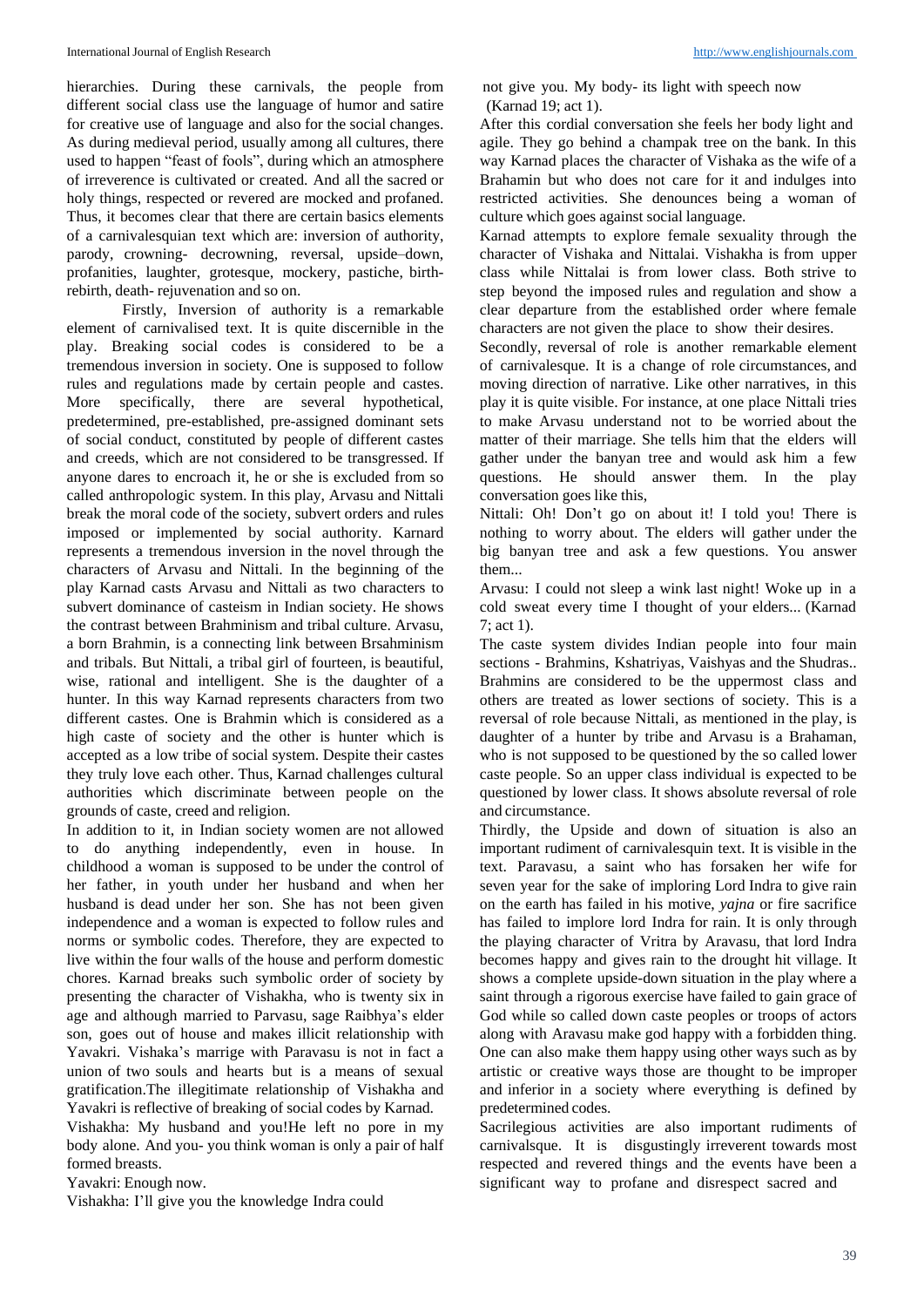hierarchies. During these carnivals, the people from different social class use the language of humor and satire for creative use of language and also for the social changes. As during medieval period, usually among all cultures, there used to happen "feast of fools", during which an atmosphere of irreverence is cultivated or created. And all the sacred or holy things, respected or revered are mocked and profaned. Thus, it becomes clear that there are certain basics elements of a carnivalesquian text which are: inversion of authority, parody, crowning- decrowning, reversal, upside–down, profanities, laughter, grotesque, mockery, pastiche, birth-rebirth, death- rejuvenation and so on.

Firstly, Inversion of authority is a remarkable element of carnivalised text. It is quite discernible in the play. Breaking social codes is considered to be a tremendous inversion in society. One is supposed to follow rules and regulations made by certain people and castes. More specifically, there are several hypothetical, predetermined, pre-established, pre-assigned dominant sets of social conduct, constituted by people of different castes and creeds, which are not considered to be transgressed. If anyone dares to encroach it, he or she is excluded from so called anthropologic system. In this play, Arvasu and Nittali break the moral code of the society, subvert orders and rules imposed or implemented by social authority. Karnard represents a tremendous inversion in the novel through the characters of Arvasu and Nittali. In the beginning of the play Karnad casts Arvasu and Nittali as two characters to subvert dominance of casteism in Indian society. He shows the contrast between Brahminism and tribal culture. Arvasu, a born Brahmin, is a connecting link between Brsahminism and tribals. But Nittali, a tribal girl of fourteen, is beautiful, wise, rational and intelligent. She is the daughter of a hunter. In this way Karnad represents characters from two different castes. One is Brahmin which is considered as a high caste of society and the other is hunter which is accepted as a low tribe of social system. Despite their castes they truly love each other. Thus, Karnad challenges cultural authorities which discriminate between people on the grounds of caste, creed and religion.

In addition to it, in Indian society women are not allowed to do anything independently, even in house. In childhood a woman is supposed to be under the control of her father, in youth under her husband and when her husband is dead under her son. She has not been given independence and a woman is expected to follow rules and norms or symbolic codes. Therefore, they are expected to live within the four walls of the house and perform domestic chores. Karnad breaks such symbolic order of society by presenting the character of Vishakha, who is twenty six in age and although married to Parvasu, sage Raibhya's elder son, goes out of house and makes illicit relationship with Yavakri. Vishaka's marrige with Paravasu is not in fact a union of two souls and hearts but is a means of sexual gratification.The illegitimate relationship of Vishakha and Yavakri is reflective of breaking of social codes by Karnad.

Vishakha: My husband and you!He left no pore in my body alone. And you- you think woman is only a pair of half formed breasts.

Yavakri: Enough now.

Vishakha: I'll give you the knowledge Indra could not give you. My body- its light with speech now (Karnad 19; act 1).

After this cordial conversation she feels her body light and agile. They go behind a champak tree on the bank. In this way Karnad places the character of Vishaka as the wife of a Brahamin but who does not care for it and indulges into restricted activities. She denounces being a woman of culture which goes against social language.

Karnad attempts to explore female sexuality through the character of Vishaka and Nittalai. Vishakha is from upper class while Nittalai is from lower class. Both strive to step beyond the imposed rules and regulation and show a clear departure from the established order where female characters are not given the place to show their desires.

Secondly, reversal of role is another remarkable element of carnivalesque. It is a change of role circumstances, and moving direction of narrative. Like other narratives, in this play it is quite visible. For instance, at one place Nittali tries to make Arvasu understand not to be worried about the matter of their marriage. She tells him that the elders will gather under the banyan tree and would ask him a few questions. He should answer them. In the play conversation goes like this,

Nittali: Oh! Don't go on about it! I told you! There is nothing to worry about. The elders will gather under the big banyan tree and ask a few questions. You answer them...

Arvasu: I could not sleep a wink last night! Woke up in a cold sweat every time I thought of your elders... (Karnad 7; act 1).

The caste system divides Indian people into four main sections - Brahmins, Kshatriyas, Vaishyas and the Shudras.. Brahmins are considered to be the uppermost class and others are treated as lower sections of society. This is a reversal of role because Nittali, as mentioned in the play, is daughter of a hunter by tribe and Arvasu is a Brahaman, who is not supposed to be questioned by the so called lower caste people. So an upper class individual is expected to be questioned by lower class. It shows absolute reversal of role and circumstance.

Thirdly, the Upside and down of situation is also an important rudiment of carnivalesquin text. It is visible in the text. Paravasu, a saint who has forsaken her wife for seven year for the sake of imploring Lord Indra to give rain on the earth has failed in his motive, *yajna* or fire sacrifice has failed to implore lord Indra for rain. It is only through the playing character of Vritra by Aravasu, that lord Indra becomes happy and gives rain to the drought hit village. It shows a complete upside-down situation in the play where a saint through a rigorous exercise have failed to gain grace of God while so called down caste peoples or troops of actors along with Aravasu make god happy with a forbidden thing. One can also make them happy using other ways such as by artistic or creative ways those are thought to be improper and inferior in a society where everything is defined by predetermined codes.

Sacrilegious activities are also important rudiments of carnivalsque. It is disgustingly irreverent towards most respected and revered things and the events have been a significant way to profane and disrespect sacred and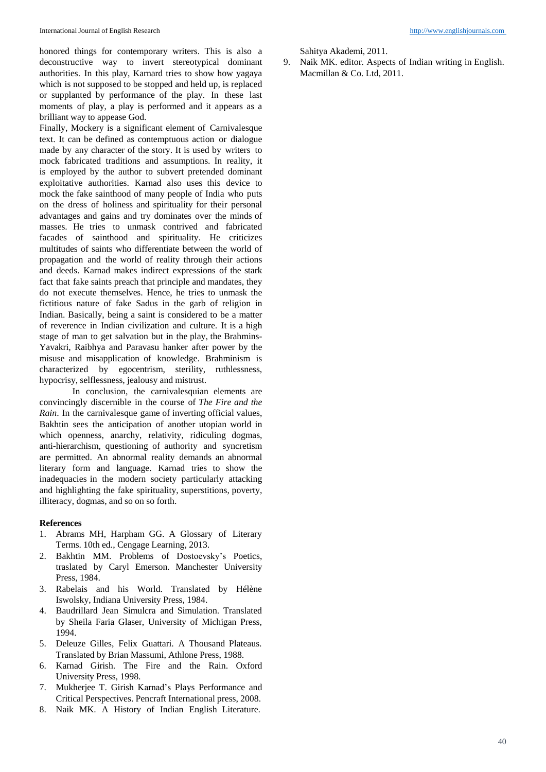honored things for contemporary writers. This is also a deconstructive way to invert stereotypical dominant authorities. In this play, Karnard tries to show how yagaya which is not supposed to be stopped and held up, is replaced or supplanted by performance of the play. In these last moments of play, a play is performed and it appears as a brilliant way to appease God.

Finally, Mockery is a significant element of Carnivalesque text. It can be defined as contemptuous action or dialogue made by any character of the story. It is used by writers to mock fabricated traditions and assumptions. In reality, it is employed by the author to subvert pretended dominant exploitative authorities. Karnad also uses this device to mock the fake sainthood of many people of India who puts on the dress of holiness and spirituality for their personal advantages and gains and try dominates over the minds of masses. He tries to unmask contrived and fabricated facades of sainthood and spirituality. He criticizes multitudes of saints who differentiate between the world of propagation and the world of reality through their actions and deeds. Karnad makes indirect expressions of the stark fact that fake saints preach that principle and mandates, they do not execute themselves. Hence, he tries to unmask the fictitious nature of fake Sadus in the garb of religion in Indian. Basically, being a saint is considered to be a matter of reverence in Indian civilization and culture. It is a high stage of man to get salvation but in the play, the Brahmins- Yavakri, Raibhya and Paravasu hanker after power by the misuse and misapplication of knowledge. Brahminism is characterized by egocentrism, sterility, ruthlessness, hypocrisy, selflessness, jealousy and mistrust.

In conclusion, the carnivalesquian elements are convincingly discernible in the course of *The Fire and the Rain*. In the carnivalesque game of inverting official values, Bakhtin sees the anticipation of another utopian world in which openness, anarchy, relativity, ridiculing dogmas, anti-hierarchism, questioning of authority and syncretism are permitted. An abnormal reality demands an abnormal literary form and language. Karnad tries to show the inadequacies in the modern society particularly attacking and highlighting the fake spirituality, superstitions, poverty, illiteracy, dogmas, and so on so forth.

**References**

1. Abrams MH, Harpham GG. A Glossary of Literary Terms. 10th ed., Cengage Learning, 2013.
2. Bakhtin MM. Problems of Dostoevsky's Poetics, traslated by Caryl Emerson. Manchester University Press, 1984.
3. Rabelais and his World. Translated by Hélène Iswolsky, Indiana University Press, 1984.
4. Baudrillard Jean Simulcra and Simulation. Translated by Sheila Faria Glaser, University of Michigan Press, 1994.
5. Deleuze Gilles, Felix Guattari. A Thousand Plateaus. Translated by Brian Massumi, Athlone Press, 1988.
6. Karnad Girish. The Fire and the Rain. Oxford University Press, 1998.
7. Mukherjee T. Girish Karnad's Plays Performance and Critical Perspectives. Pencraft International press, 2008.
8. Naik MK. A History of Indian English Literature. Sahitya Akademi, 2011.
9. Naik MK. editor. Aspects of Indian writing in English. Macmillan & Co. Ltd, 2011.